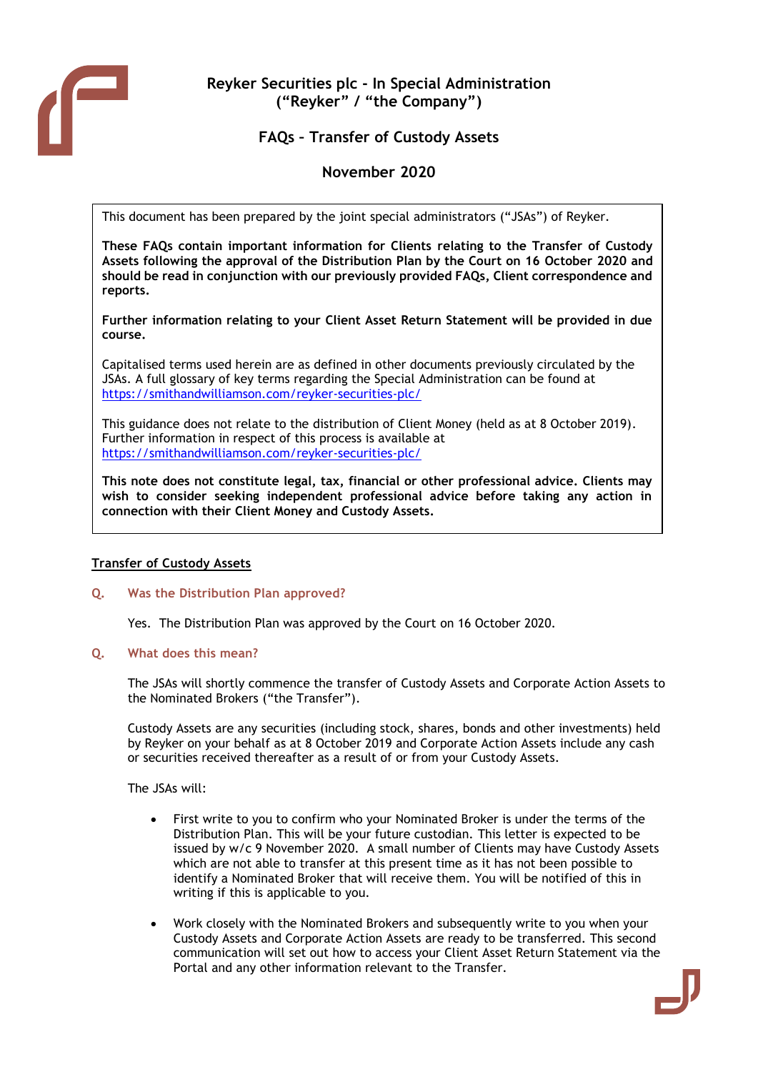# Reyker Securities plc - In Special Administration ("Reyker" / "the Company")

## FAQs – Transfer of Custody Assets

## November 2020

This document has been prepared by the joint special administrators ("JSAs") of Reyker.

**These FAQs contain important information for Clients relating to the Transfer of Custody Assets following the approval of the Distribution Plan by the Court on 16 October 2020 and should be read in conjunction with our previously provided FAQs, Client correspondence and reports.**

**Further information relating to your Client Asset Return Statement will be provided in due course.**

Capitalised terms used herein are as defined in other documents previously circulated by the JSAs. A full glossary of key terms regarding the Special Administration can be found at https://smithandwilliamson.com/reyker-securities-plc/

This guidance does not relate to the distribution of Client Money (held as at 8 October 2019). Further information in respect of this process is available at https://smithandwilliamson.com/reyker-securities-plc/

**This note does not constitute legal, tax, financial or other professional advice. Clients may wish to consider seeking independent professional advice before taking any action in connection with their Client Money and Custody Assets.**

<u>**Transfer of Custody Assets**</u>

**Q. Was the Distribution Plan approved?**

Yes. The Distribution Plan was approved by the Court on 16 October 2020.

**Q. What does this mean?**

The JSAs will shortly commence the transfer of Custody Assets and Corporate Action Assets to the Nominated Brokers ("the Transfer").

Custody Assets are any securities (including stock, shares, bonds and other investments) held by Reyker on your behalf as at 8 October 2019 and Corporate Action Assets include any cash or securities received thereafter as a result of or from your Custody Assets.

The JSAs will:

- First write to you to confirm who your Nominated Broker is under the terms of the Distribution Plan. This will be your future custodian. This letter is expected to be issued by w/c 9 November 2020. A small number of Clients may have Custody Assets which are not able to transfer at this present time as it has not been possible to identify a Nominated Broker that will receive them. You will be notified of this in writing if this is applicable to you.
- Work closely with the Nominated Brokers and subsequently write to you when your Custody Assets and Corporate Action Assets are ready to be transferred. This second communication will set out how to access your Client Asset Return Statement via the Portal and any other information relevant to the Transfer.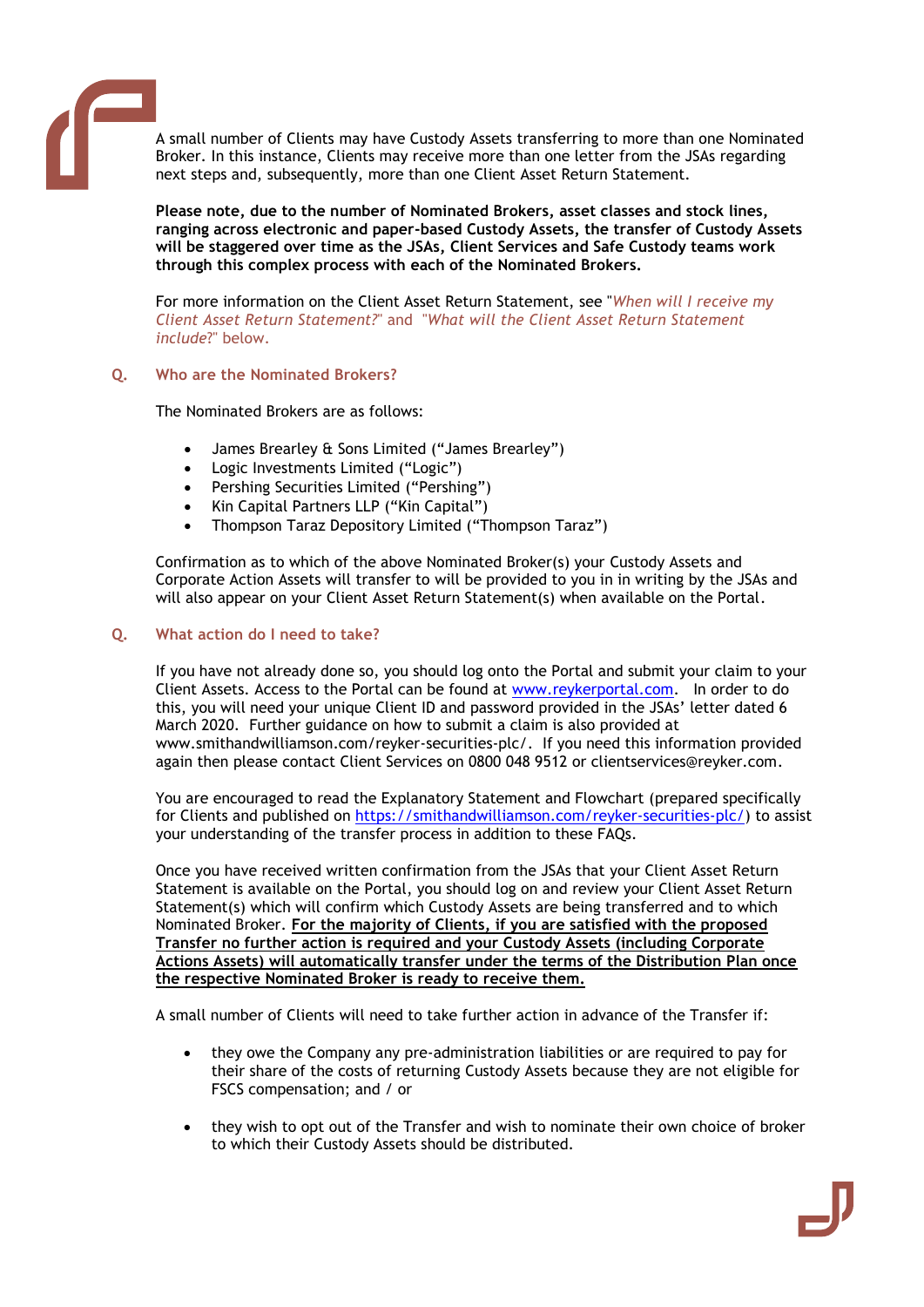A small number of Clients may have Custody Assets transferring to more than one Nominated Broker. In this instance, Clients may receive more than one letter from the JSAs regarding next steps and, subsequently, more than one Client Asset Return Statement.

**Please note, due to the number of Nominated Brokers, asset classes and stock lines, ranging across electronic and paper-based Custody Assets, the transfer of Custody Assets will be staggered over time as the JSAs, Client Services and Safe Custody teams work through this complex process with each of the Nominated Brokers.**

For more information on the Client Asset Return Statement, see "*When will I receive my Client Asset Return Statement?*" and "*What will the Client Asset Return Statement include*?" below.

## Q. Who are the Nominated Brokers?

The Nominated Brokers are as follows:

- James Brearley & Sons Limited ("James Brearley")
- Logic Investments Limited ("Logic")
- Pershing Securities Limited ("Pershing")
- Kin Capital Partners LLP ("Kin Capital")
- Thompson Taraz Depository Limited ("Thompson Taraz")

Confirmation as to which of the above Nominated Broker(s) your Custody Assets and Corporate Action Assets will transfer to will be provided to you in in writing by the JSAs and will also appear on your Client Asset Return Statement(s) when available on the Portal.

## Q. What action do I need to take?

If you have not already done so, you should log onto the Portal and submit your claim to your Client Assets. Access to the Portal can be found at www.reykerportal.com. In order to do this, you will need your unique Client ID and password provided in the JSAs' letter dated 6 March 2020. Further guidance on how to submit a claim is also provided at www.smithandwilliamson.com/reyker-securities-plc/. If you need this information provided again then please contact Client Services on 0800 048 9512 or clientservices@reyker.com.

You are encouraged to read the Explanatory Statement and Flowchart (prepared specifically for Clients and published on https://smithandwilliamson.com/reyker-securities-plc/) to assist your understanding of the transfer process in addition to these FAQs.

Once you have received written confirmation from the JSAs that your Client Asset Return Statement is available on the Portal, you should log on and review your Client Asset Return Statement(s) which will confirm which Custody Assets are being transferred and to which Nominated Broker. **For the majority of Clients, if you are satisfied with the proposed Transfer no further action is required and your Custody Assets (including Corporate Actions Assets) will automatically transfer under the terms of the Distribution Plan once the respective Nominated Broker is ready to receive them.**

A small number of Clients will need to take further action in advance of the Transfer if:

- they owe the Company any pre-administration liabilities or are required to pay for their share of the costs of returning Custody Assets because they are not eligible for FSCS compensation; and / or
- they wish to opt out of the Transfer and wish to nominate their own choice of broker to which their Custody Assets should be distributed.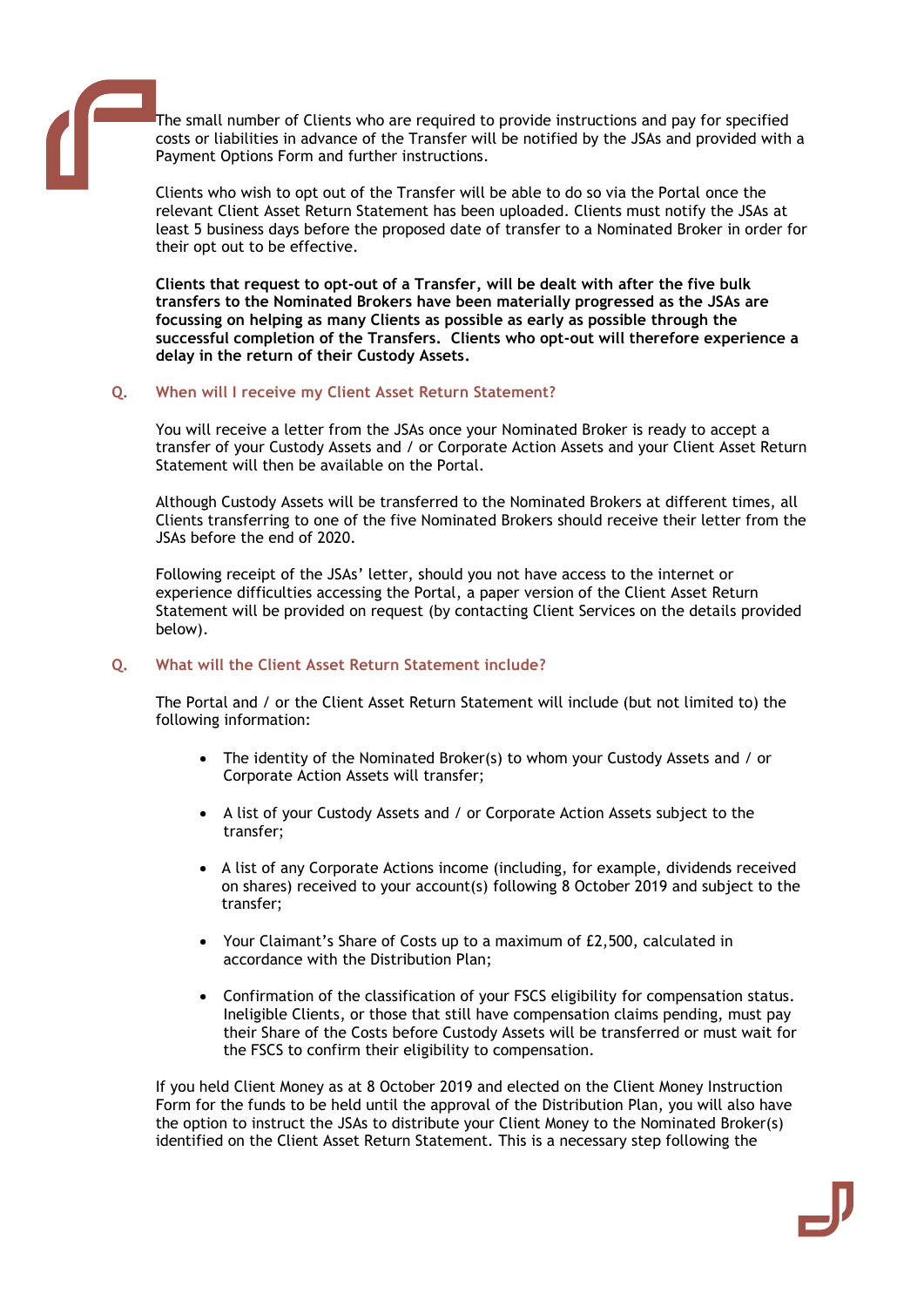The small number of Clients who are required to provide instructions and pay for specified costs or liabilities in advance of the Transfer will be notified by the JSAs and provided with a Payment Options Form and further instructions.

Clients who wish to opt out of the Transfer will be able to do so via the Portal once the relevant Client Asset Return Statement has been uploaded. Clients must notify the JSAs at least 5 business days before the proposed date of transfer to a Nominated Broker in order for their opt out to be effective.

**Clients that request to opt-out of a Transfer, will be dealt with after the five bulk transfers to the Nominated Brokers have been materially progressed as the JSAs are focussing on helping as many Clients as possible as early as possible through the successful completion of the Transfers. Clients who opt-out will therefore experience a delay in the return of their Custody Assets.**

### Q. When will I receive my Client Asset Return Statement?

You will receive a letter from the JSAs once your Nominated Broker is ready to accept a transfer of your Custody Assets and / or Corporate Action Assets and your Client Asset Return Statement will then be available on the Portal.

Although Custody Assets will be transferred to the Nominated Brokers at different times, all Clients transferring to one of the five Nominated Brokers should receive their letter from the JSAs before the end of 2020.

Following receipt of the JSAs' letter, should you not have access to the internet or experience difficulties accessing the Portal, a paper version of the Client Asset Return Statement will be provided on request (by contacting Client Services on the details provided below).

### Q. What will the Client Asset Return Statement include?

The Portal and / or the Client Asset Return Statement will include (but not limited to) the following information:

- The identity of the Nominated Broker(s) to whom your Custody Assets and / or Corporate Action Assets will transfer;
- A list of your Custody Assets and / or Corporate Action Assets subject to the transfer;
- A list of any Corporate Actions income (including, for example, dividends received on shares) received to your account(s) following 8 October 2019 and subject to the transfer;
- Your Claimant's Share of Costs up to a maximum of £2,500, calculated in accordance with the Distribution Plan;
- Confirmation of the classification of your FSCS eligibility for compensation status. Ineligible Clients, or those that still have compensation claims pending, must pay their Share of the Costs before Custody Assets will be transferred or must wait for the FSCS to confirm their eligibility to compensation.

If you held Client Money as at 8 October 2019 and elected on the Client Money Instruction Form for the funds to be held until the approval of the Distribution Plan, you will also have the option to instruct the JSAs to distribute your Client Money to the Nominated Broker(s) identified on the Client Asset Return Statement. This is a necessary step following the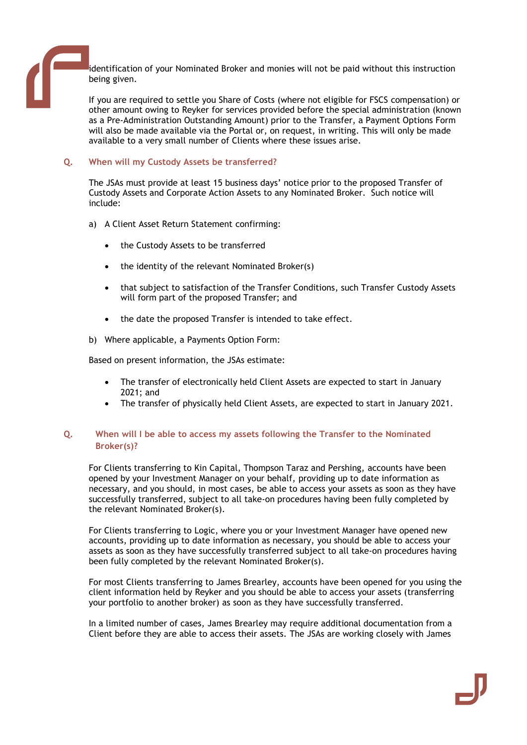identification of your Nominated Broker and monies will not be paid without this instruction being given.

If you are required to settle you Share of Costs (where not eligible for FSCS compensation) or other amount owing to Reyker for services provided before the special administration (known as a Pre-Administration Outstanding Amount) prior to the Transfer, a Payment Options Form will also be made available via the Portal or, on request, in writing. This will only be made available to a very small number of Clients where these issues arise.

### Q. When will my Custody Assets be transferred?

The JSAs must provide at least 15 business days' notice prior to the proposed Transfer of Custody Assets and Corporate Action Assets to any Nominated Broker. Such notice will include:

a) A Client Asset Return Statement confirming:

- the Custody Assets to be transferred
- the identity of the relevant Nominated Broker(s)
- that subject to satisfaction of the Transfer Conditions, such Transfer Custody Assets will form part of the proposed Transfer; and
- the date the proposed Transfer is intended to take effect.

b) Where applicable, a Payments Option Form:

Based on present information, the JSAs estimate:

- The transfer of electronically held Client Assets are expected to start in January 2021; and
- The transfer of physically held Client Assets, are expected to start in January 2021.

### Q. When will I be able to access my assets following the Transfer to the Nominated Broker(s)?

For Clients transferring to Kin Capital, Thompson Taraz and Pershing, accounts have been opened by your Investment Manager on your behalf, providing up to date information as necessary, and you should, in most cases, be able to access your assets as soon as they have successfully transferred, subject to all take-on procedures having been fully completed by the relevant Nominated Broker(s).

For Clients transferring to Logic, where you or your Investment Manager have opened new accounts, providing up to date information as necessary, you should be able to access your assets as soon as they have successfully transferred subject to all take-on procedures having been fully completed by the relevant Nominated Broker(s).

For most Clients transferring to James Brearley, accounts have been opened for you using the client information held by Reyker and you should be able to access your assets (transferring your portfolio to another broker) as soon as they have successfully transferred.

In a limited number of cases, James Brearley may require additional documentation from a Client before they are able to access their assets. The JSAs are working closely with James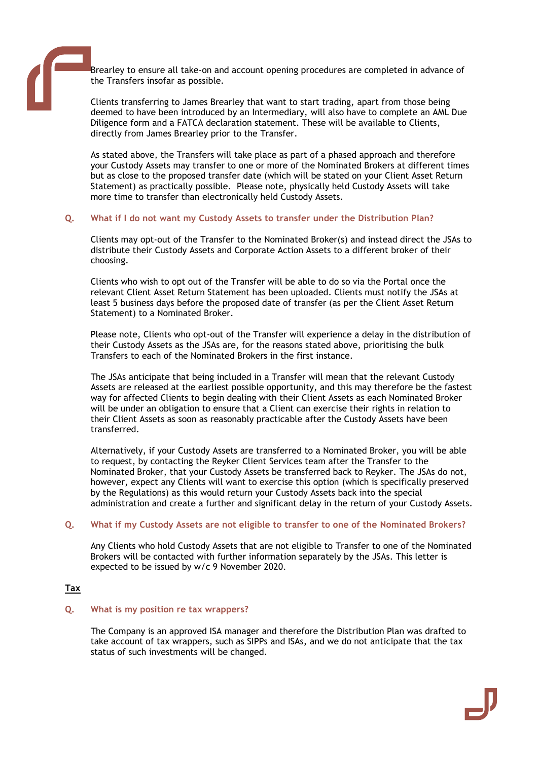Brearley to ensure all take-on and account opening procedures are completed in advance of the Transfers insofar as possible.

Clients transferring to James Brearley that want to start trading, apart from those being deemed to have been introduced by an Intermediary, will also have to complete an AML Due Diligence form and a FATCA declaration statement. These will be available to Clients, directly from James Brearley prior to the Transfer.

As stated above, the Transfers will take place as part of a phased approach and therefore your Custody Assets may transfer to one or more of the Nominated Brokers at different times but as close to the proposed transfer date (which will be stated on your Client Asset Return Statement) as practically possible. Please note, physically held Custody Assets will take more time to transfer than electronically held Custody Assets.

**Q. What if I do not want my Custody Assets to transfer under the Distribution Plan?**

Clients may opt-out of the Transfer to the Nominated Broker(s) and instead direct the JSAs to distribute their Custody Assets and Corporate Action Assets to a different broker of their choosing.

Clients who wish to opt out of the Transfer will be able to do so via the Portal once the relevant Client Asset Return Statement has been uploaded. Clients must notify the JSAs at least 5 business days before the proposed date of transfer (as per the Client Asset Return Statement) to a Nominated Broker.

Please note, Clients who opt-out of the Transfer will experience a delay in the distribution of their Custody Assets as the JSAs are, for the reasons stated above, prioritising the bulk Transfers to each of the Nominated Brokers in the first instance.

The JSAs anticipate that being included in a Transfer will mean that the relevant Custody Assets are released at the earliest possible opportunity, and this may therefore be the fastest way for affected Clients to begin dealing with their Client Assets as each Nominated Broker will be under an obligation to ensure that a Client can exercise their rights in relation to their Client Assets as soon as reasonably practicable after the Custody Assets have been transferred.

Alternatively, if your Custody Assets are transferred to a Nominated Broker, you will be able to request, by contacting the Reyker Client Services team after the Transfer to the Nominated Broker, that your Custody Assets be transferred back to Reyker. The JSAs do not, however, expect any Clients will want to exercise this option (which is specifically preserved by the Regulations) as this would return your Custody Assets back into the special administration and create a further and significant delay in the return of your Custody Assets.

**Q. What if my Custody Assets are not eligible to transfer to one of the Nominated Brokers?**

Any Clients who hold Custody Assets that are not eligible to Transfer to one of the Nominated Brokers will be contacted with further information separately by the JSAs. This letter is expected to be issued by w/c 9 November 2020.

## Tax

**Q. What is my position re tax wrappers?**

The Company is an approved ISA manager and therefore the Distribution Plan was drafted to take account of tax wrappers, such as SIPPs and ISAs, and we do not anticipate that the tax status of such investments will be changed.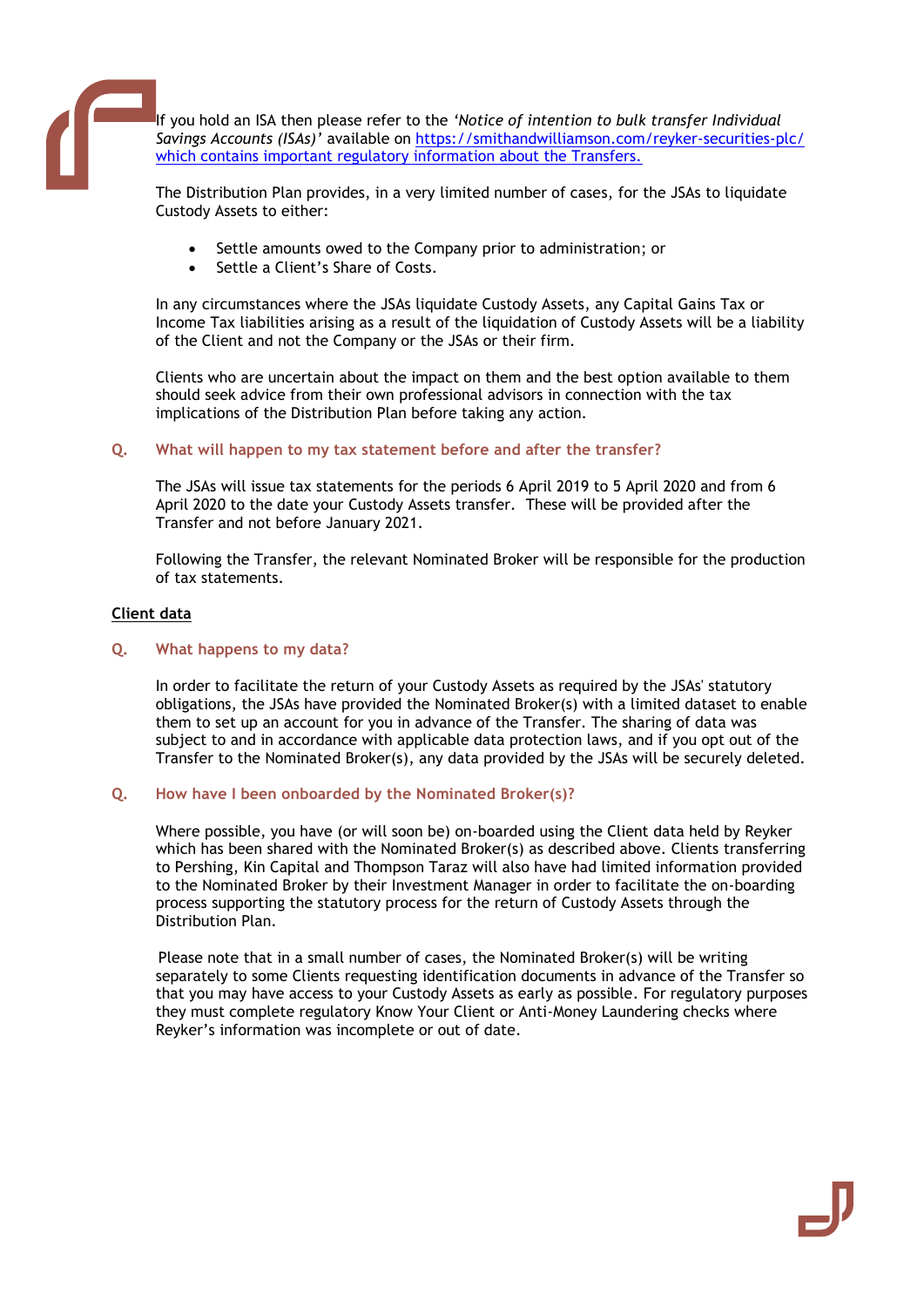If you hold an ISA then please refer to the *'Notice of intention to bulk transfer Individual Savings Accounts (ISAs)'* available on [https://smithandwilliamson.com/reyker-securities-plc/ which contains important regulatory information about the Transfers.](https://smithandwilliamson.com/reyker-securities-plc/)

The Distribution Plan provides, in a very limited number of cases, for the JSAs to liquidate Custody Assets to either:

- Settle amounts owed to the Company prior to administration; or
- Settle a Client's Share of Costs.

In any circumstances where the JSAs liquidate Custody Assets, any Capital Gains Tax or Income Tax liabilities arising as a result of the liquidation of Custody Assets will be a liability of the Client and not the Company or the JSAs or their firm.

Clients who are uncertain about the impact on them and the best option available to them should seek advice from their own professional advisors in connection with the tax implications of the Distribution Plan before taking any action.

**Q. What will happen to my tax statement before and after the transfer?**

The JSAs will issue tax statements for the periods 6 April 2019 to 5 April 2020 and from 6 April 2020 to the date your Custody Assets transfer. These will be provided after the Transfer and not before January 2021.

Following the Transfer, the relevant Nominated Broker will be responsible for the production of tax statements.

## Client data

**Q. What happens to my data?**

In order to facilitate the return of your Custody Assets as required by the JSAs' statutory obligations, the JSAs have provided the Nominated Broker(s) with a limited dataset to enable them to set up an account for you in advance of the Transfer. The sharing of data was subject to and in accordance with applicable data protection laws, and if you opt out of the Transfer to the Nominated Broker(s), any data provided by the JSAs will be securely deleted.

**Q. How have I been onboarded by the Nominated Broker(s)?**

Where possible, you have (or will soon be) on-boarded using the Client data held by Reyker which has been shared with the Nominated Broker(s) as described above. Clients transferring to Pershing, Kin Capital and Thompson Taraz will also have had limited information provided to the Nominated Broker by their Investment Manager in order to facilitate the on-boarding process supporting the statutory process for the return of Custody Assets through the Distribution Plan.

Please note that in a small number of cases, the Nominated Broker(s) will be writing separately to some Clients requesting identification documents in advance of the Transfer so that you may have access to your Custody Assets as early as possible. For regulatory purposes they must complete regulatory Know Your Client or Anti-Money Laundering checks where Reyker's information was incomplete or out of date.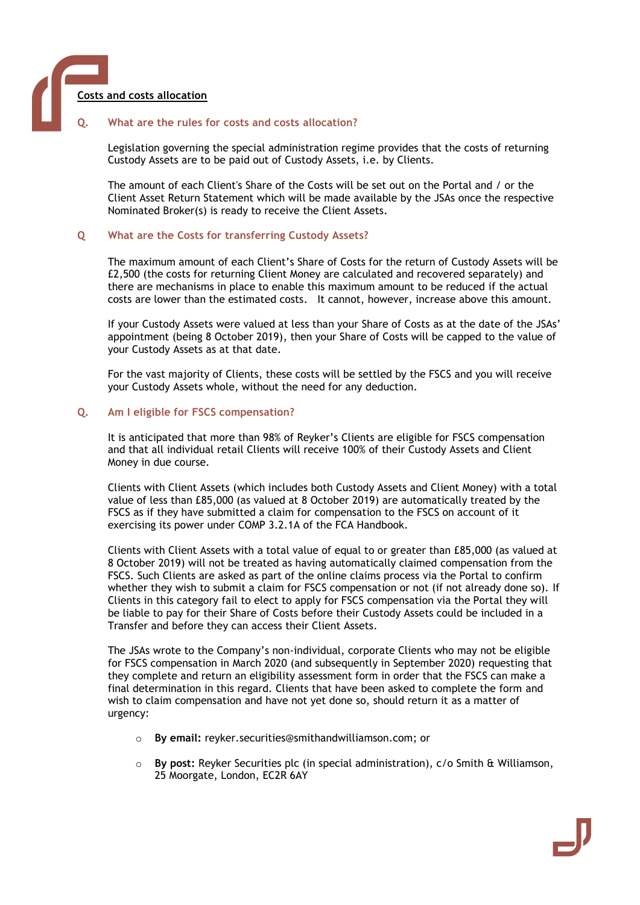## Costs and costs allocation

### Q. What are the rules for costs and costs allocation?

Legislation governing the special administration regime provides that the costs of returning Custody Assets are to be paid out of Custody Assets, i.e. by Clients.

The amount of each Client's Share of the Costs will be set out on the Portal and / or the Client Asset Return Statement which will be made available by the JSAs once the respective Nominated Broker(s) is ready to receive the Client Assets.

### Q What are the Costs for transferring Custody Assets?

The maximum amount of each Client's Share of Costs for the return of Custody Assets will be £2,500 (the costs for returning Client Money are calculated and recovered separately) and there are mechanisms in place to enable this maximum amount to be reduced if the actual costs are lower than the estimated costs. It cannot, however, increase above this amount.

If your Custody Assets were valued at less than your Share of Costs as at the date of the JSAs' appointment (being 8 October 2019), then your Share of Costs will be capped to the value of your Custody Assets as at that date.

For the vast majority of Clients, these costs will be settled by the FSCS and you will receive your Custody Assets whole, without the need for any deduction.

### Q. Am I eligible for FSCS compensation?

It is anticipated that more than 98% of Reyker's Clients are eligible for FSCS compensation and that all individual retail Clients will receive 100% of their Custody Assets and Client Money in due course.

Clients with Client Assets (which includes both Custody Assets and Client Money) with a total value of less than £85,000 (as valued at 8 October 2019) are automatically treated by the FSCS as if they have submitted a claim for compensation to the FSCS on account of it exercising its power under COMP 3.2.1A of the FCA Handbook.

Clients with Client Assets with a total value of equal to or greater than £85,000 (as valued at 8 October 2019) will not be treated as having automatically claimed compensation from the FSCS. Such Clients are asked as part of the online claims process via the Portal to confirm whether they wish to submit a claim for FSCS compensation or not (if not already done so). If Clients in this category fail to elect to apply for FSCS compensation via the Portal they will be liable to pay for their Share of Costs before their Custody Assets could be included in a Transfer and before they can access their Client Assets.

The JSAs wrote to the Company's non-individual, corporate Clients who may not be eligible for FSCS compensation in March 2020 (and subsequently in September 2020) requesting that they complete and return an eligibility assessment form in order that the FSCS can make a final determination in this regard. Clients that have been asked to complete the form and wish to claim compensation and have not yet done so, should return it as a matter of urgency:

- **By email:** reyker.securities@smithandwilliamson.com; or
- **By post:** Reyker Securities plc (in special administration), c/o Smith & Williamson, 25 Moorgate, London, EC2R 6AY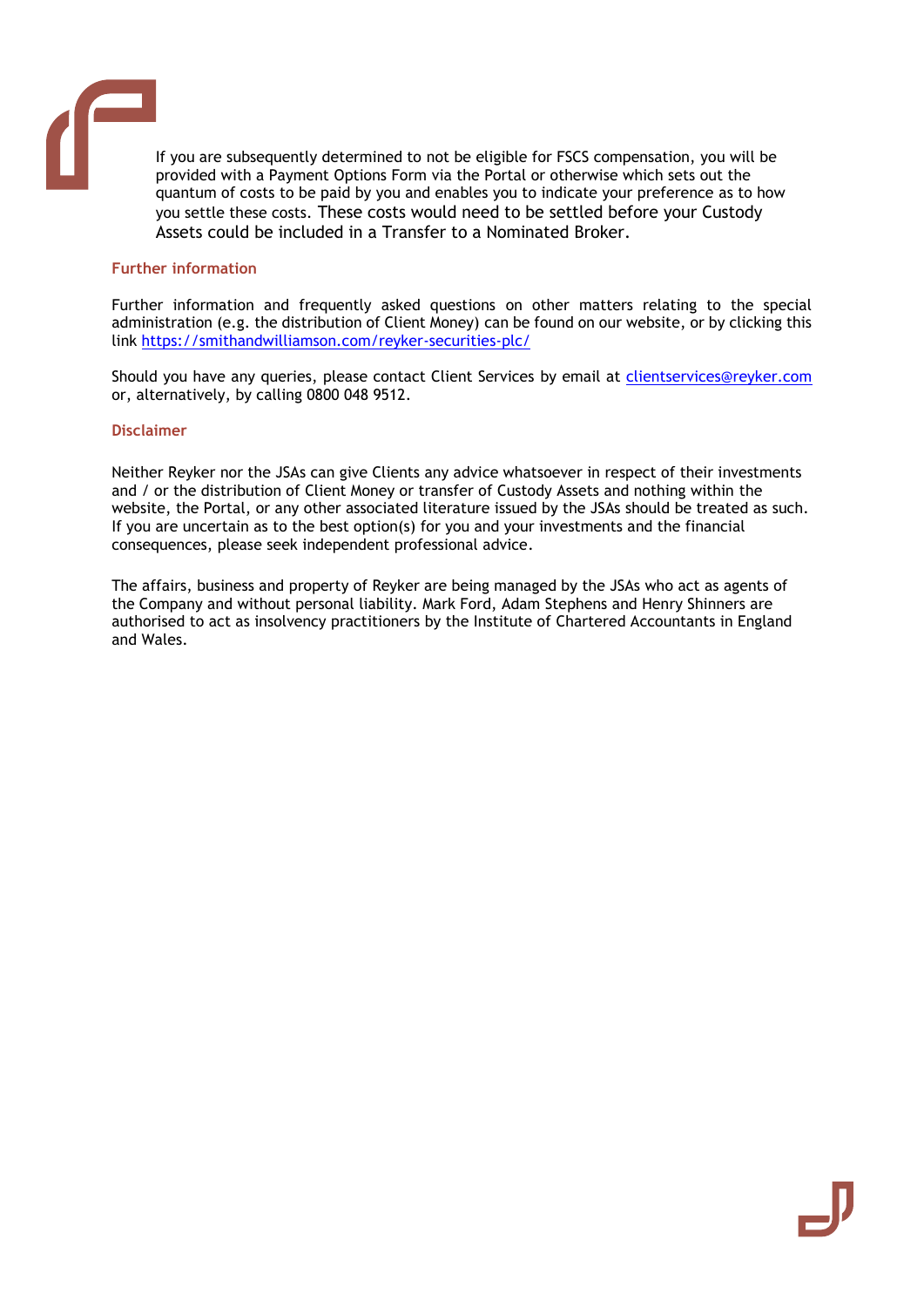If you are subsequently determined to not be eligible for FSCS compensation, you will be provided with a Payment Options Form via the Portal or otherwise which sets out the quantum of costs to be paid by you and enables you to indicate your preference as to how you settle these costs. These costs would need to be settled before your Custody Assets could be included in a Transfer to a Nominated Broker.

## Further information

Further information and frequently asked questions on other matters relating to the special administration (e.g. the distribution of Client Money) can be found on our website, or by clicking this link https://smithandwilliamson.com/reyker-securities-plc/

Should you have any queries, please contact Client Services by email at clientservices@reyker.com or, alternatively, by calling 0800 048 9512.

## Disclaimer

Neither Reyker nor the JSAs can give Clients any advice whatsoever in respect of their investments and / or the distribution of Client Money or transfer of Custody Assets and nothing within the website, the Portal, or any other associated literature issued by the JSAs should be treated as such. If you are uncertain as to the best option(s) for you and your investments and the financial consequences, please seek independent professional advice.

The affairs, business and property of Reyker are being managed by the JSAs who act as agents of the Company and without personal liability. Mark Ford, Adam Stephens and Henry Shinners are authorised to act as insolvency practitioners by the Institute of Chartered Accountants in England and Wales.